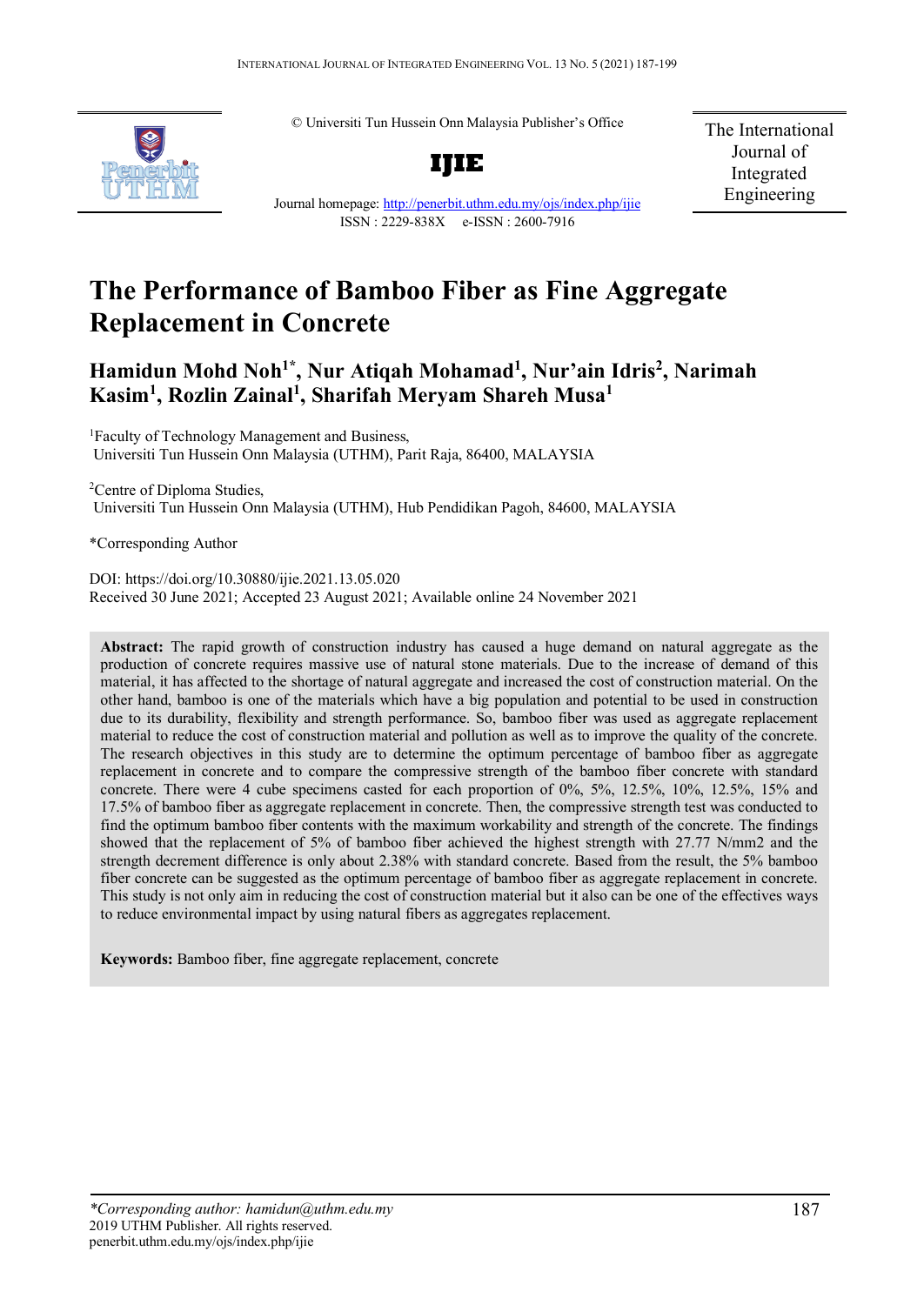© Universiti Tun Hussein Onn Malaysia Publisher's Office

**IJIE**

Journal homepage: http://penerbit.uthm.edu.my/ojs/index.php/ijie

ISSN : 2229-838X e-ISSN : 2600-7916

The International Journal of Integrated Engineering

# The Performance of Bamboo Fiber as Fine Aggregate Replacement in Concrete

**Hamidun Mohd Noh[1*], Nur Atiqah Mohamad[1], Nur'ain Idris[2], Narimah Kasim[1], Rozlin Zainal[1], Sharifah Meryam Shareh Musa[1]**

[1]Faculty of Technology Management and Business, Universiti Tun Hussein Onn Malaysia (UTHM), Parit Raja, 86400, MALAYSIA

[2]Centre of Diploma Studies, Universiti Tun Hussein Onn Malaysia (UTHM), Hub Pendidikan Pagoh, 84600, MALAYSIA

*Corresponding Author

DOI: https://doi.org/10.30880/ijie.2021.13.05.020

Received 30 June 2021; Accepted 23 August 2021; Available online 24 November 2021

**Abstract:** The rapid growth of construction industry has caused a huge demand on natural aggregate as the production of concrete requires massive use of natural stone materials. Due to the increase of demand of this material, it has affected to the shortage of natural aggregate and increased the cost of construction material. On the other hand, bamboo is one of the materials which have a big population and potential to be used in construction due to its durability, flexibility and strength performance. So, bamboo fiber was used as aggregate replacement material to reduce the cost of construction material and pollution as well as to improve the quality of the concrete. The research objectives in this study are to determine the optimum percentage of bamboo fiber as aggregate replacement in concrete and to compare the compressive strength of the bamboo fiber concrete with standard concrete. There were 4 cube specimens casted for each proportion of 0%, 5%, 12.5%, 10%, 12.5%, 15% and 17.5% of bamboo fiber as aggregate replacement in concrete. Then, the compressive strength test was conducted to find the optimum bamboo fiber contents with the maximum workability and strength of the concrete. The findings showed that the replacement of 5% of bamboo fiber achieved the highest strength with 27.77 N/mm2 and the strength decrement difference is only about 2.38% with standard concrete. Based from the result, the 5% bamboo fiber concrete can be suggested as the optimum percentage of bamboo fiber as aggregate replacement in concrete. This study is not only aim in reducing the cost of construction material but it also can be one of the effectives ways to reduce environmental impact by using natural fibers as aggregates replacement.

**Keywords:** Bamboo fiber, fine aggregate replacement, concrete

*\*Corresponding author: hamidun@uthm.edu.my*
2019 UTHM Publisher. All rights reserved.
penerbit.uthm.edu.my/ojs/index.php/ijie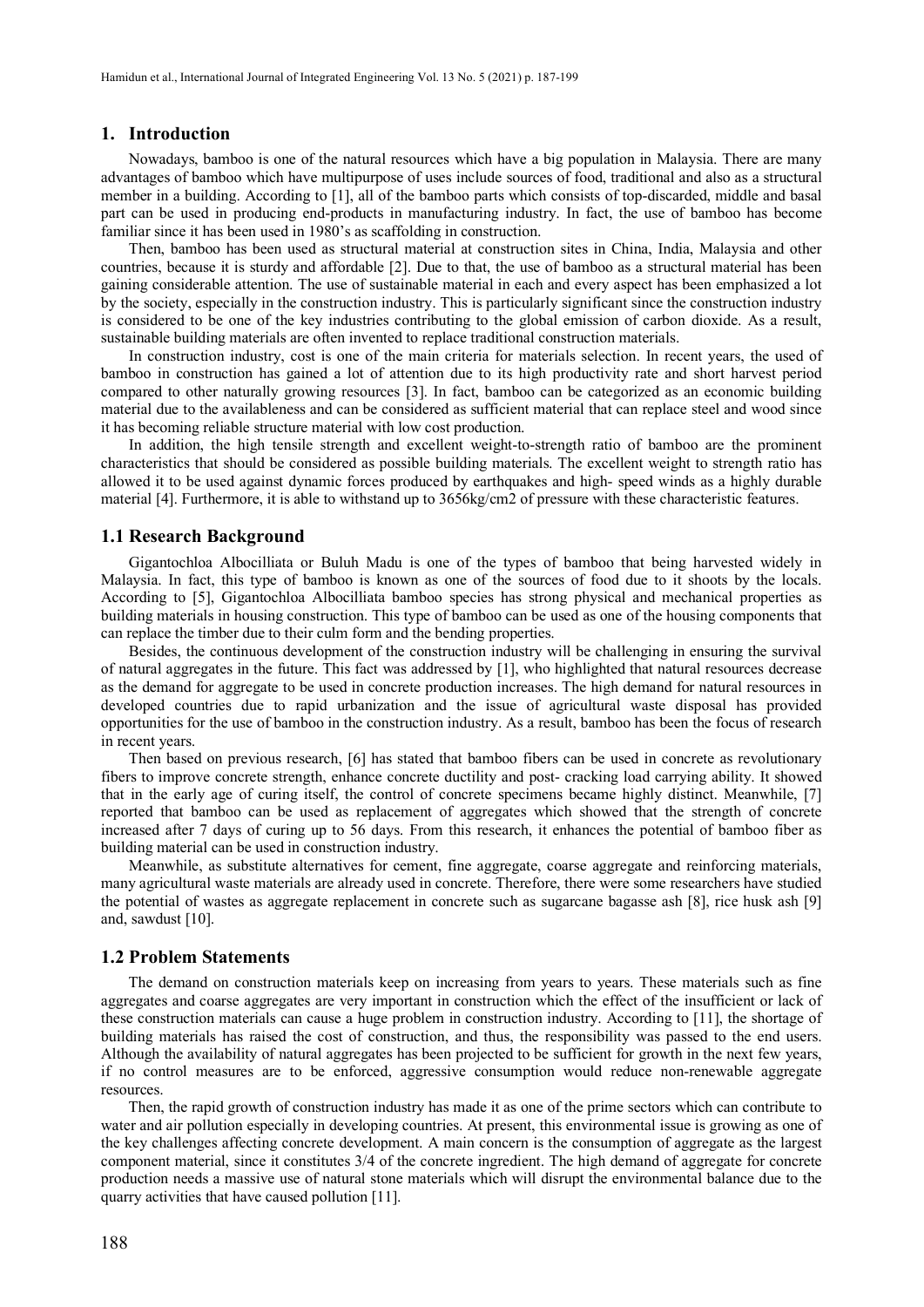## 1. Introduction

Nowadays, bamboo is one of the natural resources which have a big population in Malaysia. There are many advantages of bamboo which have multipurpose of uses include sources of food, traditional and also as a structural member in a building. According to [1], all of the bamboo parts which consists of top-discarded, middle and basal part can be used in producing end-products in manufacturing industry. In fact, the use of bamboo has become familiar since it has been used in 1980's as scaffolding in construction.

Then, bamboo has been used as structural material at construction sites in China, India, Malaysia and other countries, because it is sturdy and affordable [2]. Due to that, the use of bamboo as a structural material has been gaining considerable attention. The use of sustainable material in each and every aspect has been emphasized a lot by the society, especially in the construction industry. This is particularly significant since the construction industry is considered to be one of the key industries contributing to the global emission of carbon dioxide. As a result, sustainable building materials are often invented to replace traditional construction materials.

In construction industry, cost is one of the main criteria for materials selection. In recent years, the used of bamboo in construction has gained a lot of attention due to its high productivity rate and short harvest period compared to other naturally growing resources [3]. In fact, bamboo can be categorized as an economic building material due to the availableness and can be considered as sufficient material that can replace steel and wood since it has becoming reliable structure material with low cost production.

In addition, the high tensile strength and excellent weight-to-strength ratio of bamboo are the prominent characteristics that should be considered as possible building materials. The excellent weight to strength ratio has allowed it to be used against dynamic forces produced by earthquakes and high- speed winds as a highly durable material [4]. Furthermore, it is able to withstand up to 3656kg/cm2 of pressure with these characteristic features.

### 1.1 Research Background

Gigantochloa Albocilliata or Buluh Madu is one of the types of bamboo that being harvested widely in Malaysia. In fact, this type of bamboo is known as one of the sources of food due to it shoots by the locals. According to [5], Gigantochloa Albocilliata bamboo species has strong physical and mechanical properties as building materials in housing construction. This type of bamboo can be used as one of the housing components that can replace the timber due to their culm form and the bending properties.

Besides, the continuous development of the construction industry will be challenging in ensuring the survival of natural aggregates in the future. This fact was addressed by [1], who highlighted that natural resources decrease as the demand for aggregate to be used in concrete production increases. The high demand for natural resources in developed countries due to rapid urbanization and the issue of agricultural waste disposal has provided opportunities for the use of bamboo in the construction industry. As a result, bamboo has been the focus of research in recent years.

Then based on previous research, [6] has stated that bamboo fibers can be used in concrete as revolutionary fibers to improve concrete strength, enhance concrete ductility and post- cracking load carrying ability. It showed that in the early age of curing itself, the control of concrete specimens became highly distinct. Meanwhile, [7] reported that bamboo can be used as replacement of aggregates which showed that the strength of concrete increased after 7 days of curing up to 56 days. From this research, it enhances the potential of bamboo fiber as building material can be used in construction industry.

Meanwhile, as substitute alternatives for cement, fine aggregate, coarse aggregate and reinforcing materials, many agricultural waste materials are already used in concrete. Therefore, there were some researchers have studied the potential of wastes as aggregate replacement in concrete such as sugarcane bagasse ash [8], rice husk ash [9] and, sawdust [10].

### 1.2 Problem Statements

The demand on construction materials keep on increasing from years to years. These materials such as fine aggregates and coarse aggregates are very important in construction which the effect of the insufficient or lack of these construction materials can cause a huge problem in construction industry. According to [11], the shortage of building materials has raised the cost of construction, and thus, the responsibility was passed to the end users. Although the availability of natural aggregates has been projected to be sufficient for growth in the next few years, if no control measures are to be enforced, aggressive consumption would reduce non-renewable aggregate resources.

Then, the rapid growth of construction industry has made it as one of the prime sectors which can contribute to water and air pollution especially in developing countries. At present, this environmental issue is growing as one of the key challenges affecting concrete development. A main concern is the consumption of aggregate as the largest component material, since it constitutes 3/4 of the concrete ingredient. The high demand of aggregate for concrete production needs a massive use of natural stone materials which will disrupt the environmental balance due to the quarry activities that have caused pollution [11].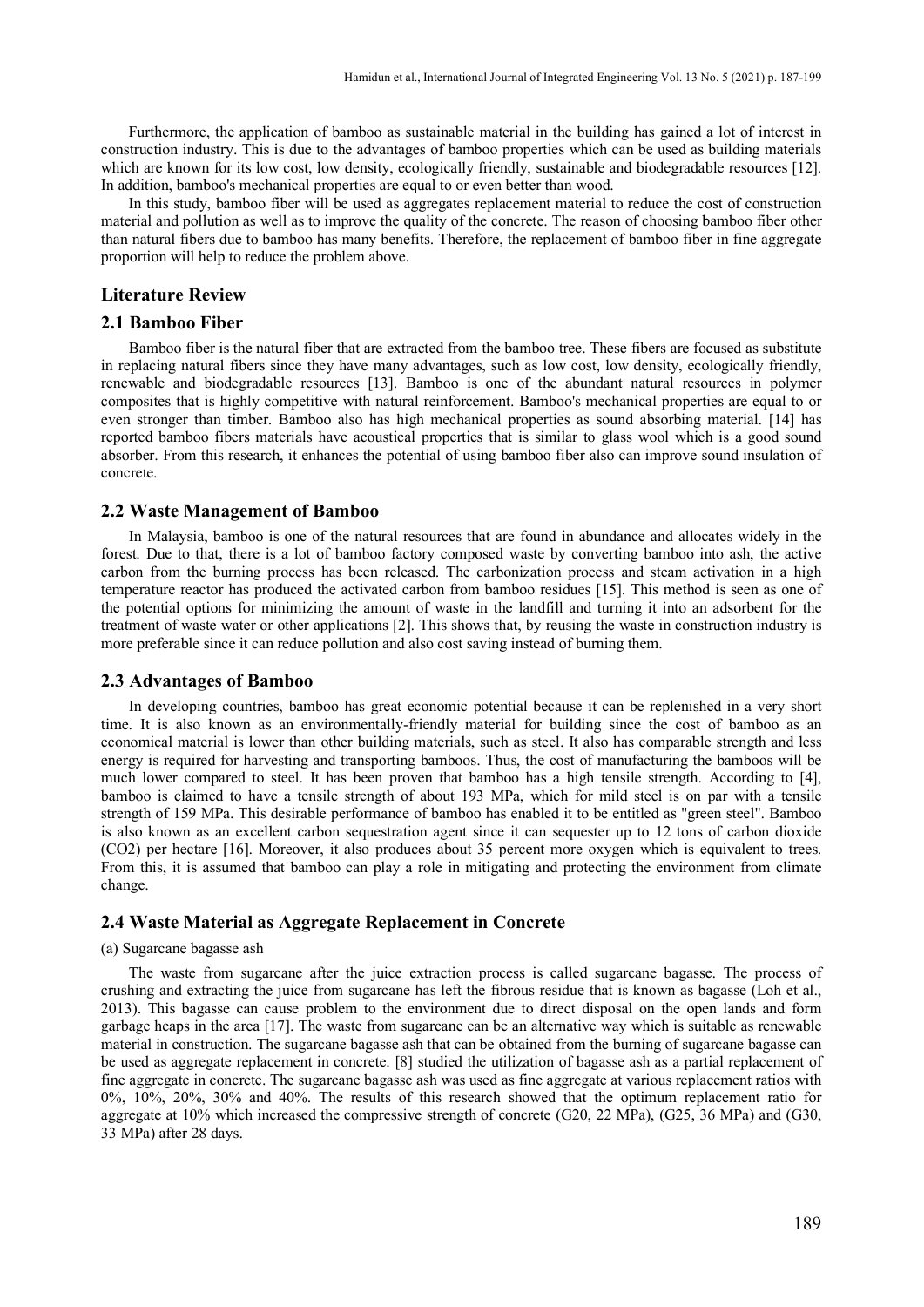Furthermore, the application of bamboo as sustainable material in the building has gained a lot of interest in construction industry. This is due to the advantages of bamboo properties which can be used as building materials which are known for its low cost, low density, ecologically friendly, sustainable and biodegradable resources [12]. In addition, bamboo's mechanical properties are equal to or even better than wood.

In this study, bamboo fiber will be used as aggregates replacement material to reduce the cost of construction material and pollution as well as to improve the quality of the concrete. The reason of choosing bamboo fiber other than natural fibers due to bamboo has many benefits. Therefore, the replacement of bamboo fiber in fine aggregate proportion will help to reduce the problem above.

## Literature Review

### 2.1 Bamboo Fiber

Bamboo fiber is the natural fiber that are extracted from the bamboo tree. These fibers are focused as substitute in replacing natural fibers since they have many advantages, such as low cost, low density, ecologically friendly, renewable and biodegradable resources [13]. Bamboo is one of the abundant natural resources in polymer composites that is highly competitive with natural reinforcement. Bamboo's mechanical properties are equal to or even stronger than timber. Bamboo also has high mechanical properties as sound absorbing material. [14] has reported bamboo fibers materials have acoustical properties that is similar to glass wool which is a good sound absorber. From this research, it enhances the potential of using bamboo fiber also can improve sound insulation of concrete.

### 2.2 Waste Management of Bamboo

In Malaysia, bamboo is one of the natural resources that are found in abundance and allocates widely in the forest. Due to that, there is a lot of bamboo factory composed waste by converting bamboo into ash, the active carbon from the burning process has been released. The carbonization process and steam activation in a high temperature reactor has produced the activated carbon from bamboo residues [15]. This method is seen as one of the potential options for minimizing the amount of waste in the landfill and turning it into an adsorbent for the treatment of waste water or other applications [2]. This shows that, by reusing the waste in construction industry is more preferable since it can reduce pollution and also cost saving instead of burning them.

### 2.3 Advantages of Bamboo

In developing countries, bamboo has great economic potential because it can be replenished in a very short time. It is also known as an environmentally-friendly material for building since the cost of bamboo as an economical material is lower than other building materials, such as steel. It also has comparable strength and less energy is required for harvesting and transporting bamboos. Thus, the cost of manufacturing the bamboos will be much lower compared to steel. It has been proven that bamboo has a high tensile strength. According to [4], bamboo is claimed to have a tensile strength of about 193 MPa, which for mild steel is on par with a tensile strength of 159 MPa. This desirable performance of bamboo has enabled it to be entitled as "green steel". Bamboo is also known as an excellent carbon sequestration agent since it can sequester up to 12 tons of carbon dioxide ($CO_2$) per hectare [16]. Moreover, it also produces about 35 percent more oxygen which is equivalent to trees. From this, it is assumed that bamboo can play a role in mitigating and protecting the environment from climate change.

### 2.4 Waste Material as Aggregate Replacement in Concrete

(a) Sugarcane bagasse ash

The waste from sugarcane after the juice extraction process is called sugarcane bagasse. The process of crushing and extracting the juice from sugarcane has left the fibrous residue that is known as bagasse (Loh et al., 2013). This bagasse can cause problem to the environment due to direct disposal on the open lands and form garbage heaps in the area [17]. The waste from sugarcane can be an alternative way which is suitable as renewable material in construction. The sugarcane bagasse ash that can be obtained from the burning of sugarcane bagasse can be used as aggregate replacement in concrete. [8] studied the utilization of bagasse ash as a partial replacement of fine aggregate in concrete. The sugarcane bagasse ash was used as fine aggregate at various replacement ratios with 0%, 10%, 20%, 30% and 40%. The results of this research showed that the optimum replacement ratio for aggregate at 10% which increased the compressive strength of concrete (G20, 22 MPa), (G25, 36 MPa) and (G30, 33 MPa) after 28 days.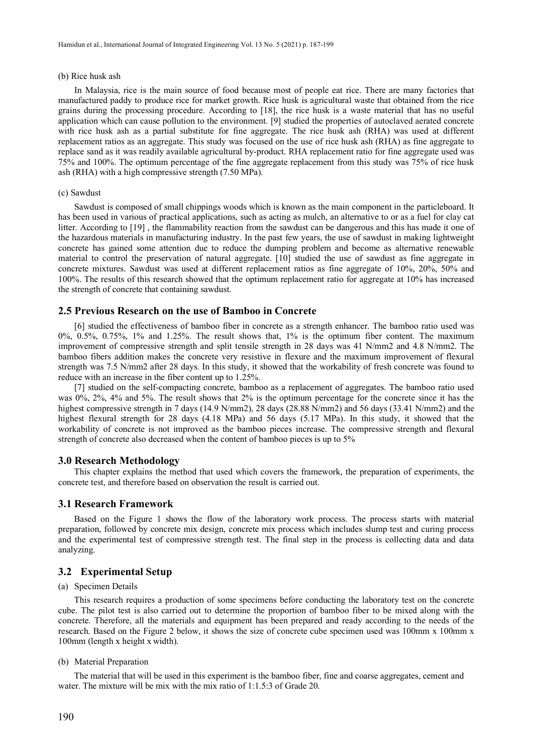(b) Rice husk ash

In Malaysia, rice is the main source of food because most of people eat rice. There are many factories that manufactured paddy to produce rice for market growth. Rice husk is agricultural waste that obtained from the rice grains during the processing procedure. According to [18], the rice husk is a waste material that has no useful application which can cause pollution to the environment. [9] studied the properties of autoclaved aerated concrete with rice husk ash as a partial substitute for fine aggregate. The rice husk ash (RHA) was used at different replacement ratios as an aggregate. This study was focused on the use of rice husk ash (RHA) as fine aggregate to replace sand as it was readily available agricultural by-product. RHA replacement ratio for fine aggregate used was 75% and 100%. The optimum percentage of the fine aggregate replacement from this study was 75% of rice husk ash (RHA) with a high compressive strength (7.50 MPa).

(c) Sawdust

Sawdust is composed of small chippings woods which is known as the main component in the particleboard. It has been used in various of practical applications, such as acting as mulch, an alternative to or as a fuel for clay cat litter. According to [19] , the flammability reaction from the sawdust can be dangerous and this has made it one of the hazardous materials in manufacturing industry. In the past few years, the use of sawdust in making lightweight concrete has gained some attention due to reduce the dumping problem and become as alternative renewable material to control the preservation of natural aggregate. [10] studied the use of sawdust as fine aggregate in concrete mixtures. Sawdust was used at different replacement ratios as fine aggregate of 10%, 20%, 50% and 100%. The results of this research showed that the optimum replacement ratio for aggregate at 10% has increased the strength of concrete that containing sawdust.

## 2.5 Previous Research on the use of Bamboo in Concrete

[6] studied the effectiveness of bamboo fiber in concrete as a strength enhancer. The bamboo ratio used was 0%, 0.5%, 0.75%, 1% and 1.25%. The result shows that, 1% is the optimum fiber content. The maximum improvement of compressive strength and split tensile strength in 28 days was 41 N/mm2 and 4.8 N/mm2. The bamboo fibers addition makes the concrete very resistive in flexure and the maximum improvement of flexural strength was 7.5 N/mm2 after 28 days. In this study, it showed that the workability of fresh concrete was found to reduce with an increase in the fiber content up to 1.25%.

[7] studied on the self-compacting concrete, bamboo as a replacement of aggregates. The bamboo ratio used was 0%, 2%, 4% and 5%. The result shows that 2% is the optimum percentage for the concrete since it has the highest compressive strength in 7 days (14.9 N/mm2), 28 days (28.88 N/mm2) and 56 days (33.41 N/mm2) and the highest flexural strength for 28 days (4.18 MPa) and 56 days (5.17 MPa). In this study, it showed that the workability of concrete is not improved as the bamboo pieces increase. The compressive strength and flexural strength of concrete also decreased when the content of bamboo pieces is up to 5%

## 3.0 Research Methodology

This chapter explains the method that used which covers the framework, the preparation of experiments, the concrete test, and therefore based on observation the result is carried out.

## 3.1 Research Framework

Based on the Figure 1 shows the flow of the laboratory work process. The process starts with material preparation, followed by concrete mix design, concrete mix process which includes slump test and curing process and the experimental test of compressive strength test. The final step in the process is collecting data and data analyzing.

## 3.2 Experimental Setup

(a) Specimen Details

This research requires a production of some specimens before conducting the laboratory test on the concrete cube. The pilot test is also carried out to determine the proportion of bamboo fiber to be mixed along with the concrete. Therefore, all the materials and equipment has been prepared and ready according to the needs of the research. Based on the Figure 2 below, it shows the size of concrete cube specimen used was 100mm x 100mm x 100mm (length x height x width).

(b) Material Preparation

The material that will be used in this experiment is the bamboo fiber, fine and coarse aggregates, cement and water. The mixture will be mix with the mix ratio of 1:1.5:3 of Grade 20.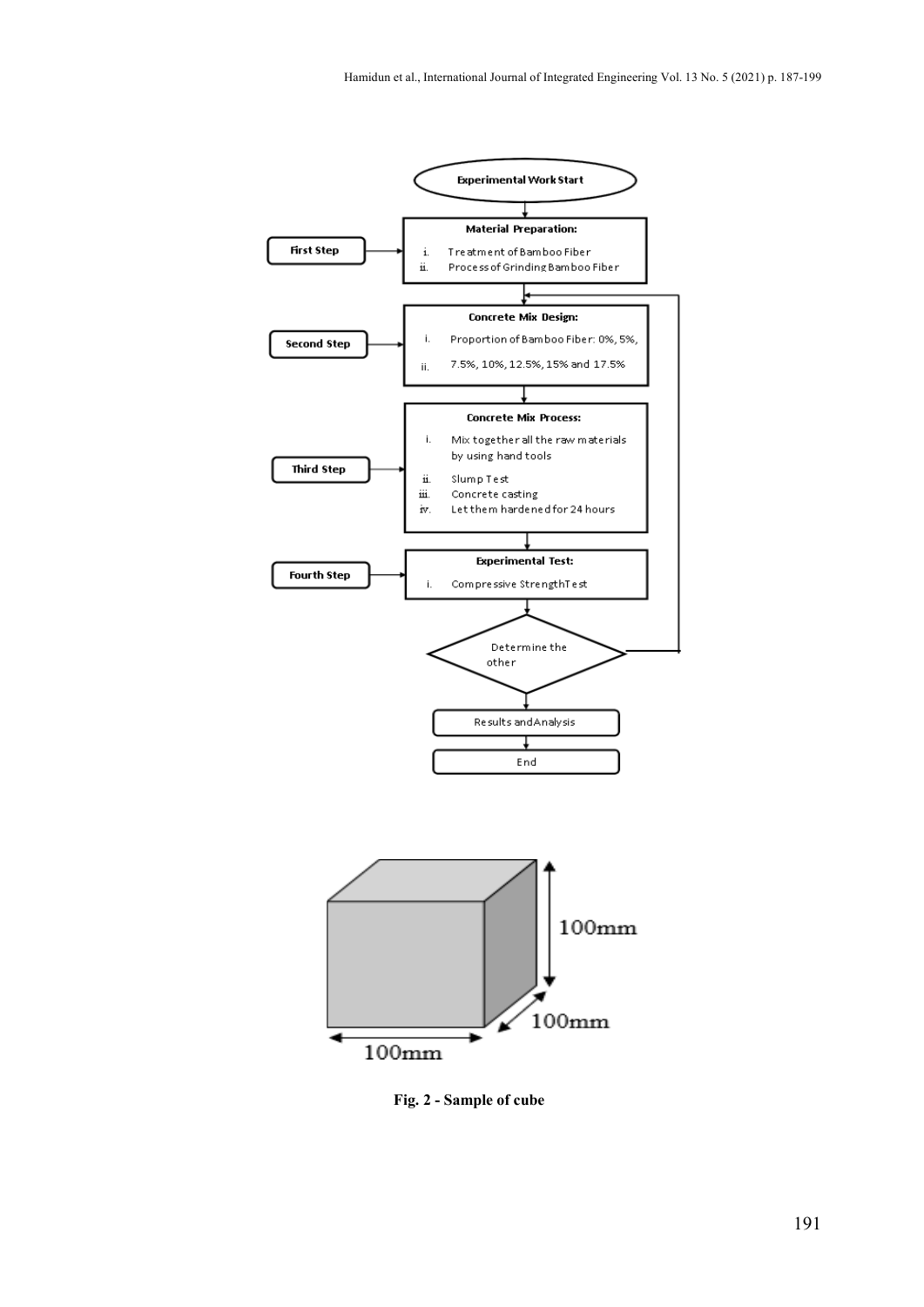**Experimental Work Start**

**First Step** → **Material Preparation:**

i. Treatment of Bamboo Fiber
ii. Process of Grinding Bamboo Fiber

**Second Step** → **Concrete Mix Design:**

i. Proportion of Bamboo Fiber: 0%, 5%,
ii. 7.5%, 10%, 12.5%, 15% and 17.5%

**Third Step** → **Concrete Mix Process:**

i. Mix together all the raw materials by using hand tools
ii. Slump Test
iii. Concrete casting
iv. Let them hardened for 24 hours

**Fourth Step** → **Experimental Test:**

i. Compressive Strength Test

Determine the other

Results and Analysis

End

100mm

100mm

100mm

**Fig. 2 - Sample of cube**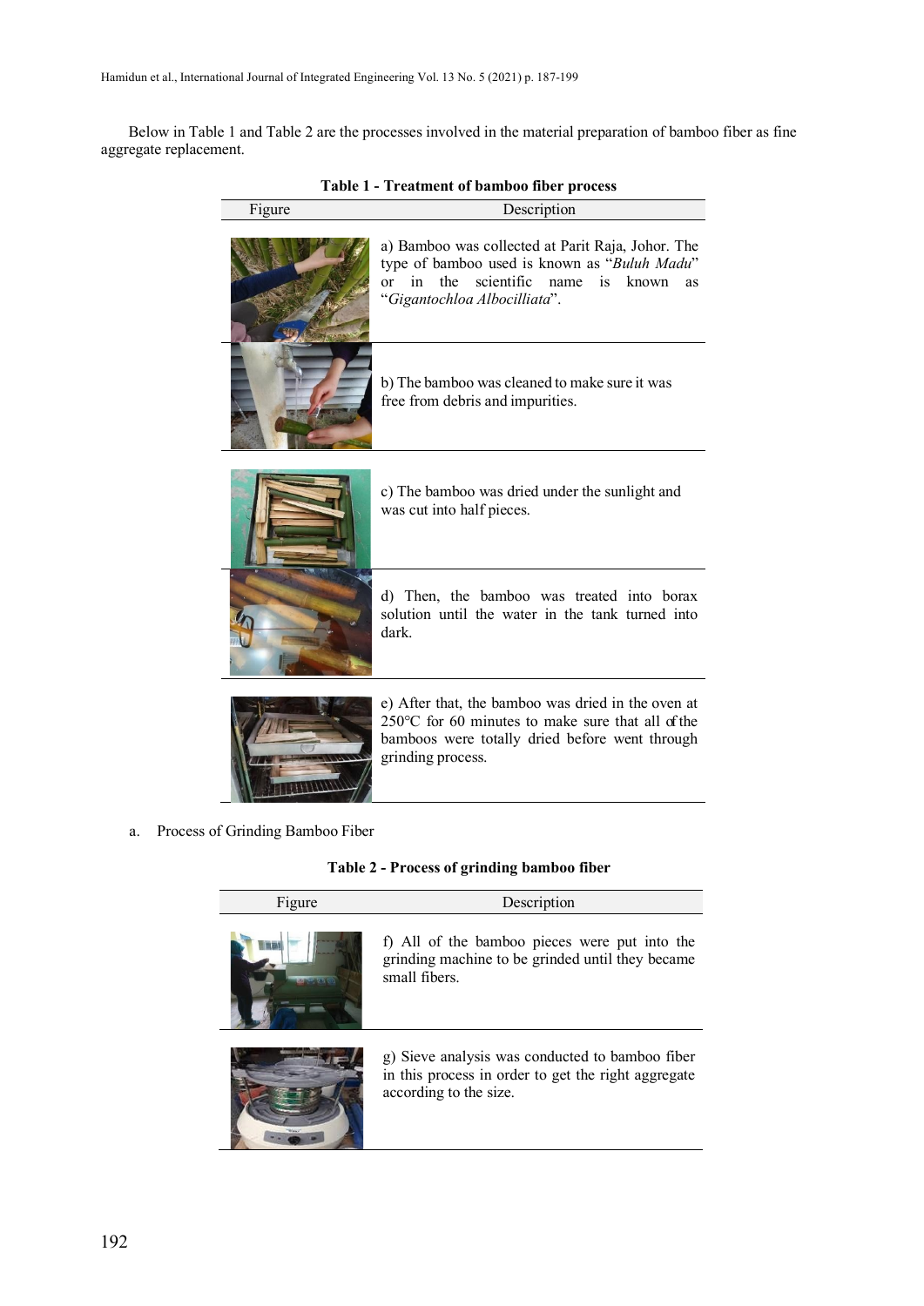Below in Table 1 and Table 2 are the processes involved in the material preparation of bamboo fiber as fine aggregate replacement.

**Table 1 - Treatment of bamboo fiber process**

| Figure | Description |
|---|---|
| | a) Bamboo was collected at Parit Raja, Johor. The type of bamboo used is known as "*Buluh Madu*" or in the scientific name is known as "*Gigantochloa Albocilliata*". |
| | b) The bamboo was cleaned to make sure it was free from debris and impurities. |
| | c) The bamboo was dried under the sunlight and was cut into half pieces. |
| | d) Then, the bamboo was treated into borax solution until the water in the tank turned into dark. |
| | e) After that, the bamboo was dried in the oven at 250°C for 60 minutes to make sure that all of the bamboos were totally dried before went through grinding process. |

a. Process of Grinding Bamboo Fiber

**Table 2 - Process of grinding bamboo fiber**

| Figure | Description |
|---|---|
| | f) All of the bamboo pieces were put into the grinding machine to be grinded until they became small fibers. |
| | g) Sieve analysis was conducted to bamboo fiber in this process in order to get the right aggregate according to the size. |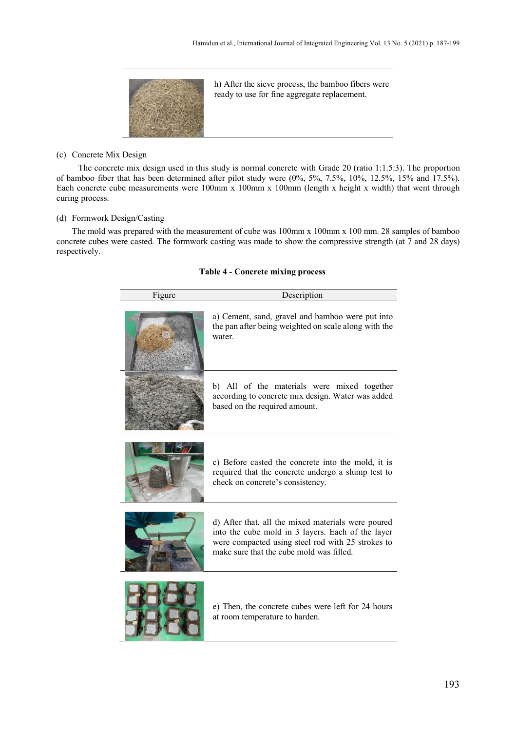| Figure | Description |
|---|---|
| | h) After the sieve process, the bamboo fibers were ready to use for fine aggregate replacement. |

(c) Concrete Mix Design

The concrete mix design used in this study is normal concrete with Grade 20 (ratio 1:1.5:3). The proportion of bamboo fiber that has been determined after pilot study were (0%, 5%, 7.5%, 10%, 12.5%, 15% and 17.5%). Each concrete cube measurements were 100mm x 100mm x 100mm (length x height x width) that went through curing process.

(d) Formwork Design/Casting

The mold was prepared with the measurement of cube was 100mm x 100mm x 100 mm. 28 samples of bamboo concrete cubes were casted. The formwork casting was made to show the compressive strength (at 7 and 28 days) respectively.

**Table 4 - Concrete mixing process**

| Figure | Description |
|---|---|
| | a) Cement, sand, gravel and bamboo were put into the pan after being weighted on scale along with the water. |
| | b) All of the materials were mixed together according to concrete mix design. Water was added based on the required amount. |
| | c) Before casted the concrete into the mold, it is required that the concrete undergo a slump test to check on concrete's consistency. |
| | d) After that, all the mixed materials were poured into the cube mold in 3 layers. Each of the layer were compacted using steel rod with 25 strokes to make sure that the cube mold was filled. |
| | e) Then, the concrete cubes were left for 24 hours at room temperature to harden. |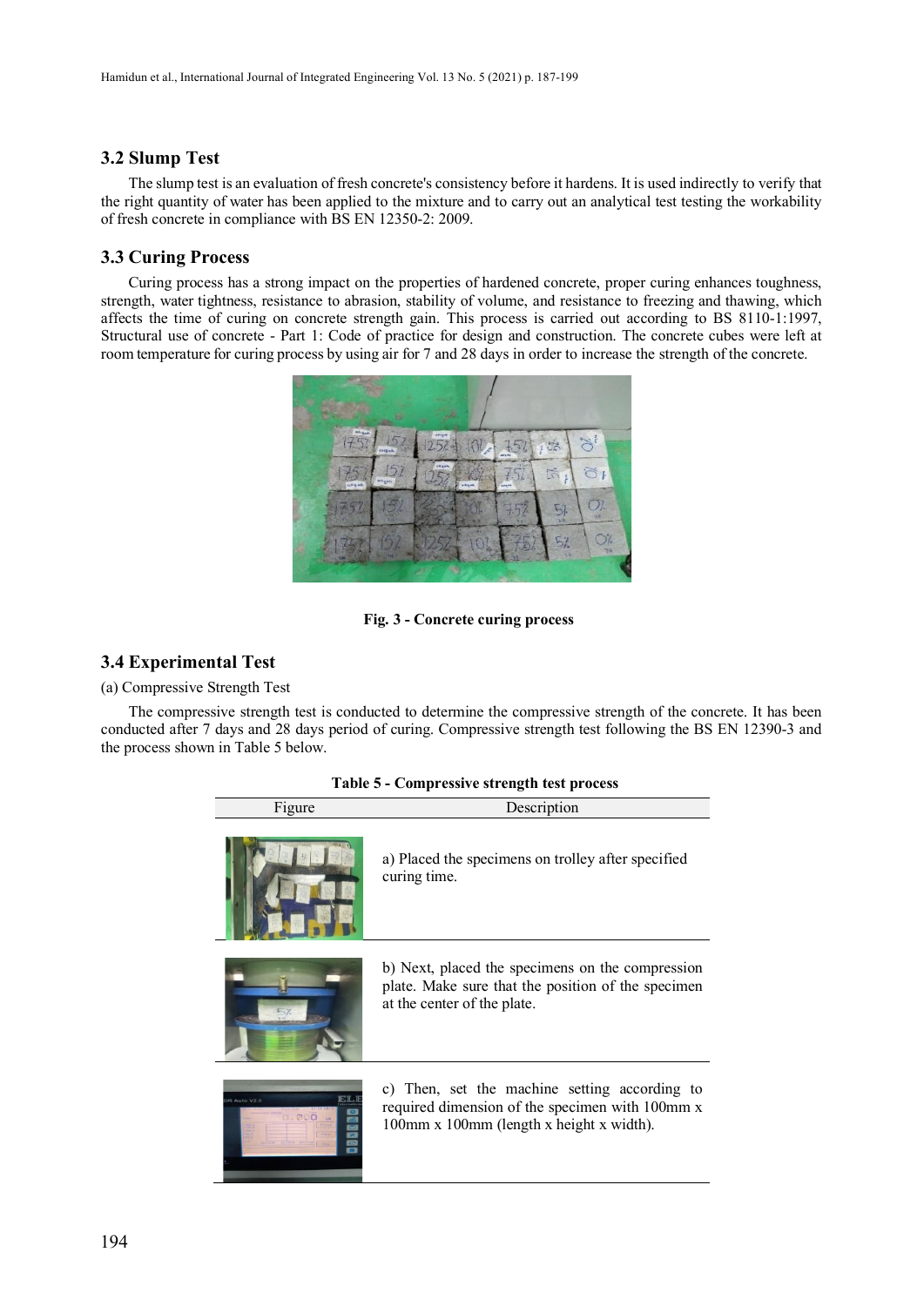### 3.2 Slump Test

The slump test is an evaluation of fresh concrete's consistency before it hardens. It is used indirectly to verify that the right quantity of water has been applied to the mixture and to carry out an analytical test testing the workability of fresh concrete in compliance with BS EN 12350-2: 2009.

### 3.3 Curing Process

Curing process has a strong impact on the properties of hardened concrete, proper curing enhances toughness, strength, water tightness, resistance to abrasion, stability of volume, and resistance to freezing and thawing, which affects the time of curing on concrete strength gain. This process is carried out according to BS 8110-1:1997, Structural use of concrete - Part 1: Code of practice for design and construction. The concrete cubes were left at room temperature for curing process by using air for 7 and 28 days in order to increase the strength of the concrete.

**Fig. 3 - Concrete curing process**

### 3.4 Experimental Test

(a) Compressive Strength Test

The compressive strength test is conducted to determine the compressive strength of the concrete. It has been conducted after 7 days and 28 days period of curing. Compressive strength test following the BS EN 12390-3 and the process shown in Table 5 below.

**Table 5 - Compressive strength test process**

| Figure | Description |
|---|---|
| | a) Placed the specimens on trolley after specified curing time. |
| | b) Next, placed the specimens on the compression plate. Make sure that the position of the specimen at the center of the plate. |
| | c) Then, set the machine setting according to required dimension of the specimen with 100mm x 100mm x 100mm (length x height x width). |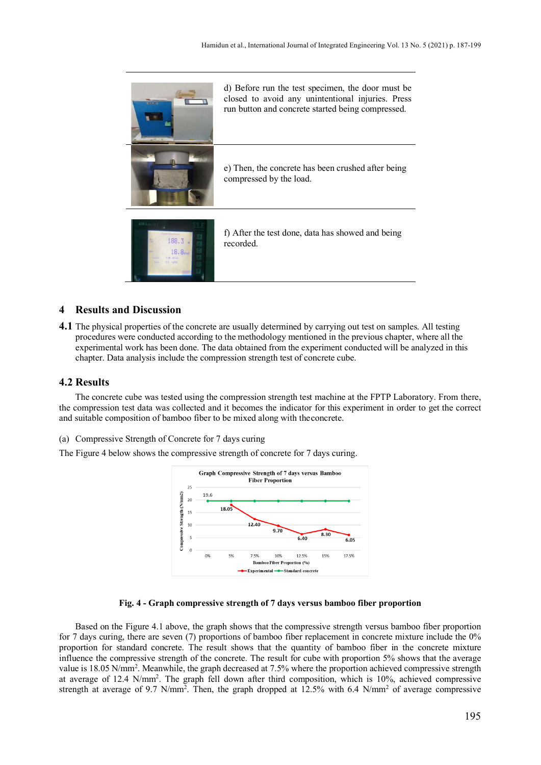| | |
|---|---|
| | d) Before run the test specimen, the door must be closed to avoid any unintentional injuries. Press run button and concrete started being compressed. |
| | e) Then, the concrete has been crushed after being compressed by the load. |
| | f) After the test done, data has showed and being recorded. |

## 4 Results and Discussion

**4.1** The physical properties of the concrete are usually determined by carrying out test on samples. All testing procedures were conducted according to the methodology mentioned in the previous chapter, where all the experimental work has been done. The data obtained from the experiment conducted will be analyzed in this chapter. Data analysis include the compression strength test of concrete cube.

### 4.2 Results

The concrete cube was tested using the compression strength test machine at the FPTP Laboratory. From there, the compression test data was collected and it becomes the indicator for this experiment in order to get the correct and suitable composition of bamboo fiber to be mixed along with the concrete.

(a) Compressive Strength of Concrete for 7 days curing

The Figure 4 below shows the compressive strength of concrete for 7 days curing.

**Fig. 4 - Graph compressive strength of 7 days versus bamboo fiber proportion**

Based on the Figure 4.1 above, the graph shows that the compressive strength versus bamboo fiber proportion for 7 days curing, there are seven (7) proportions of bamboo fiber replacement in concrete mixture include the 0% proportion for standard concrete. The result shows that the quantity of bamboo fiber in the concrete mixture influence the compressive strength of the concrete. The result for cube with proportion 5% shows that the average value is 18.05 N/mm$^2$. Meanwhile, the graph decreased at 7.5% where the proportion achieved compressive strength at average of 12.4 N/mm$^2$. The graph fell down after third composition, which is 10%, achieved compressive strength at average of 9.7 N/mm$^2$. Then, the graph dropped at 12.5% with 6.4 N/mm$^2$ of average compressive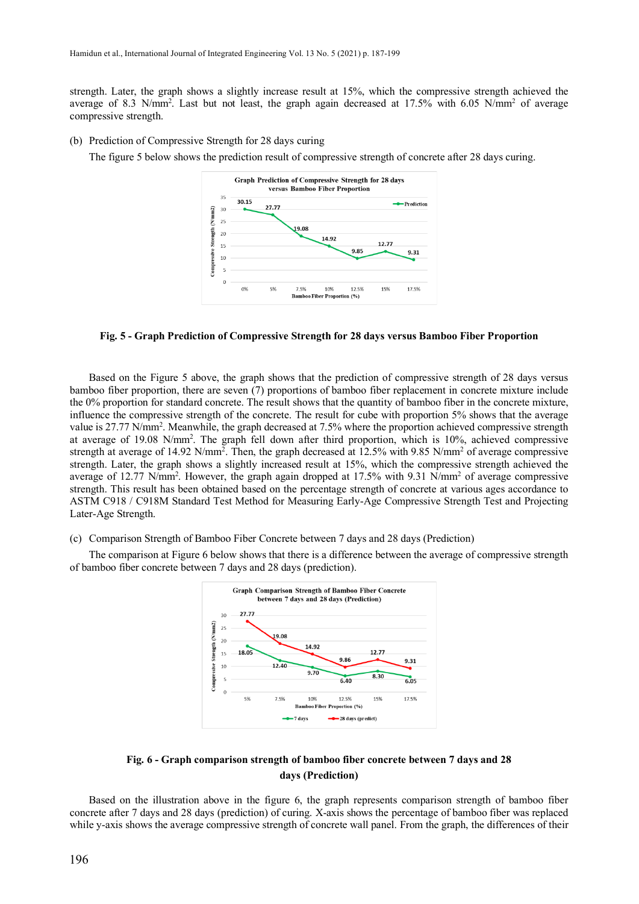strength. Later, the graph shows a slightly increase result at 15%, which the compressive strength achieved the average of 8.3 N/mm$^2$. Last but not least, the graph again decreased at 17.5% with 6.05 N/mm$^2$ of average compressive strength.

(b) Prediction of Compressive Strength for 28 days curing

The figure 5 below shows the prediction result of compressive strength of concrete after 28 days curing.

**Fig. 5 - Graph Prediction of Compressive Strength for 28 days versus Bamboo Fiber Proportion**

Based on the Figure 5 above, the graph shows that the prediction of compressive strength of 28 days versus bamboo fiber proportion, there are seven (7) proportions of bamboo fiber replacement in concrete mixture include the 0% proportion for standard concrete. The result shows that the quantity of bamboo fiber in the concrete mixture, influence the compressive strength of the concrete. The result for cube with proportion 5% shows that the average value is 27.77 N/mm$^2$. Meanwhile, the graph decreased at 7.5% where the proportion achieved compressive strength at average of 19.08 N/mm$^2$. The graph fell down after third proportion, which is 10%, achieved compressive strength at average of 14.92 N/mm$^2$. Then, the graph decreased at 12.5% with 9.85 N/mm$^2$ of average compressive strength. Later, the graph shows a slightly increased result at 15%, which the compressive strength achieved the average of 12.77 N/mm$^2$. However, the graph again dropped at 17.5% with 9.31 N/mm$^2$ of average compressive strength. This result has been obtained based on the percentage strength of concrete at various ages accordance to ASTM C918 / C918M Standard Test Method for Measuring Early-Age Compressive Strength Test and Projecting Later-Age Strength.

(c) Comparison Strength of Bamboo Fiber Concrete between 7 days and 28 days (Prediction)

The comparison at Figure 6 below shows that there is a difference between the average of compressive strength of bamboo fiber concrete between 7 days and 28 days (prediction).

**Fig. 6 - Graph comparison strength of bamboo fiber concrete between 7 days and 28 days (Prediction)**

Based on the illustration above in the figure 6, the graph represents comparison strength of bamboo fiber concrete after 7 days and 28 days (prediction) of curing. X-axis shows the percentage of bamboo fiber was replaced while y-axis shows the average compressive strength of concrete wall panel. From the graph, the differences of their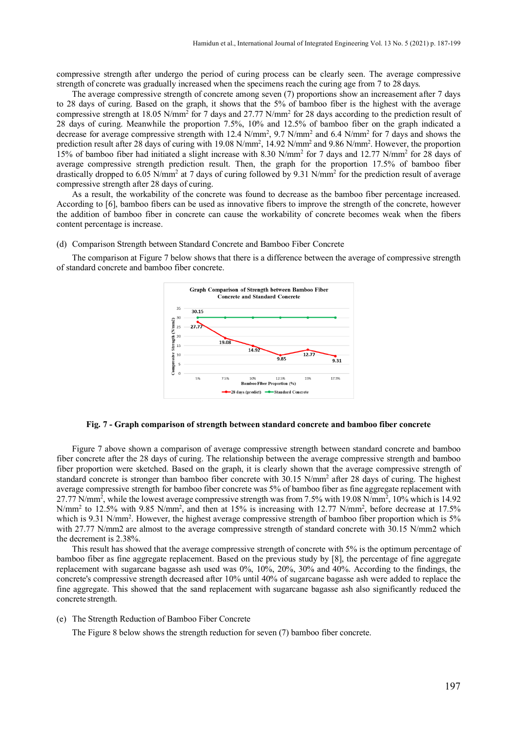compressive strength after undergo the period of curing process can be clearly seen. The average compressive strength of concrete was gradually increased when the specimens reach the curing age from 7 to 28 days.

The average compressive strength of concrete among seven (7) proportions show an increasement after 7 days to 28 days of curing. Based on the graph, it shows that the 5% of bamboo fiber is the highest with the average compressive strength at 18.05 N/mm$^2$ for 7 days and 27.77 N/mm$^2$ for 28 days according to the prediction result of 28 days of curing. Meanwhile the proportion 7.5%, 10% and 12.5% of bamboo fiber on the graph indicated a decrease for average compressive strength with 12.4 N/mm$^2$, 9.7 N/mm$^2$ and 6.4 N/mm$^2$ for 7 days and shows the prediction result after 28 days of curing with 19.08 N/mm$^2$, 14.92 N/mm$^2$ and 9.86 N/mm$^2$. However, the proportion 15% of bamboo fiber had initiated a slight increase with 8.30 N/mm$^2$ for 7 days and 12.77 N/mm$^2$ for 28 days of average compressive strength prediction result. Then, the graph for the proportion 17.5% of bamboo fiber drastically dropped to 6.05 N/mm$^2$ at 7 days of curing followed by 9.31 N/mm$^2$ for the prediction result of average compressive strength after 28 days of curing.

As a result, the workability of the concrete was found to decrease as the bamboo fiber percentage increased. According to [6], bamboo fibers can be used as innovative fibers to improve the strength of the concrete, however the addition of bamboo fiber in concrete can cause the workability of concrete becomes weak when the fibers content percentage is increase.

(d) Comparison Strength between Standard Concrete and Bamboo Fiber Concrete

The comparison at Figure 7 below shows that there is a difference between the average of compressive strength of standard concrete and bamboo fiber concrete.

**Fig. 7 - Graph comparison of strength between standard concrete and bamboo fiber concrete**

Figure 7 above shown a comparison of average compressive strength between standard concrete and bamboo fiber concrete after the 28 days of curing. The relationship between the average compressive strength and bamboo fiber proportion were sketched. Based on the graph, it is clearly shown that the average compressive strength of standard concrete is stronger than bamboo fiber concrete with 30.15 N/mm$^2$ after 28 days of curing. The highest average compressive strength for bamboo fiber concrete was 5% of bamboo fiber as fine aggregate replacement with 27.77 N/mm$^2$, while the lowest average compressive strength was from 7.5% with 19.08 N/mm$^2$, 10% which is 14.92 N/mm$^2$ to 12.5% with 9.85 N/mm$^2$, and then at 15% is increasing with 12.77 N/mm$^2$, before decrease at 17.5% which is 9.31 N/mm$^2$. However, the highest average compressive strength of bamboo fiber proportion which is 5% with 27.77 N/mm2 are almost to the average compressive strength of standard concrete with 30.15 N/mm2 which the decrement is 2.38%.

This result has showed that the average compressive strength of concrete with 5% is the optimum percentage of bamboo fiber as fine aggregate replacement. Based on the previous study by [8], the percentage of fine aggregate replacement with sugarcane bagasse ash used was 0%, 10%, 20%, 30% and 40%. According to the findings, the concrete's compressive strength decreased after 10% until 40% of sugarcane bagasse ash were added to replace the fine aggregate. This showed that the sand replacement with sugarcane bagasse ash also significantly reduced the concrete strength.

(e) The Strength Reduction of Bamboo Fiber Concrete

The Figure 8 below shows the strength reduction for seven (7) bamboo fiber concrete.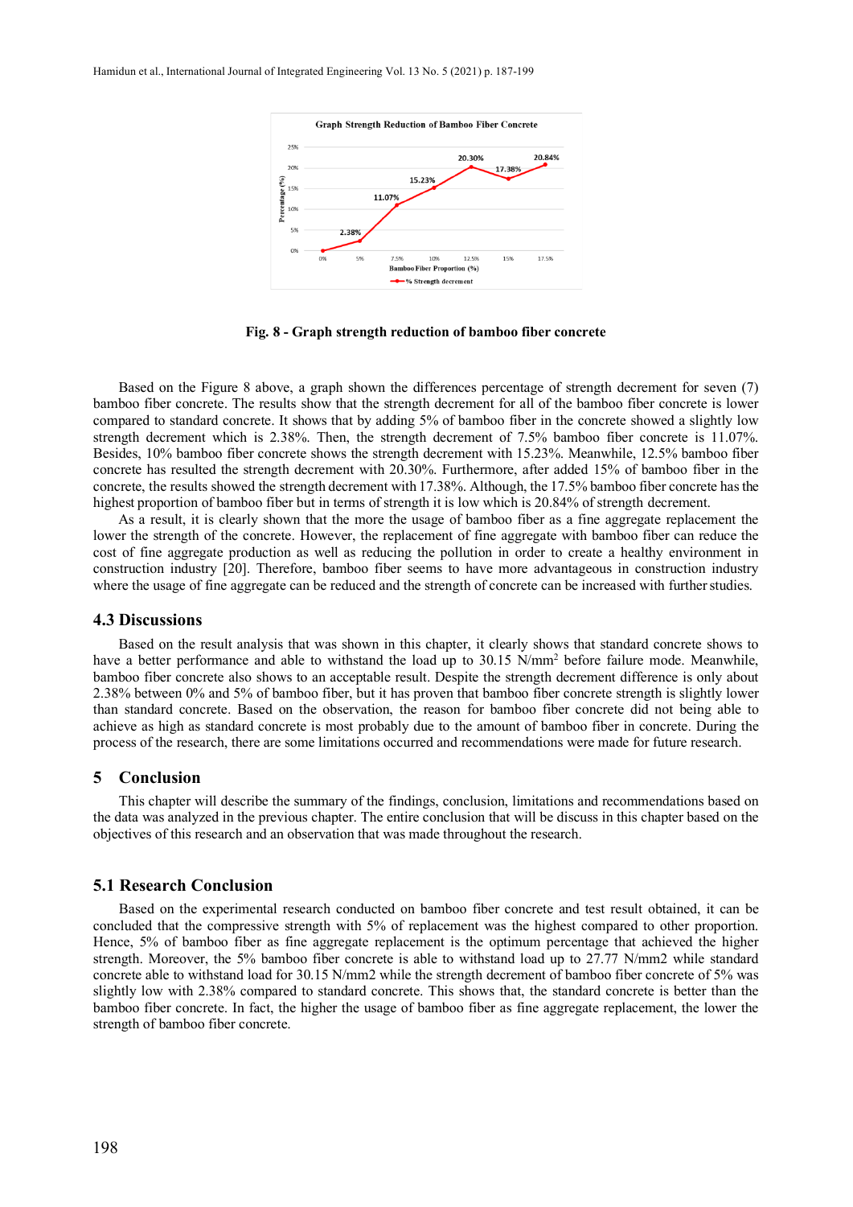Fig. 8 - Graph strength reduction of bamboo fiber concrete

Based on the Figure 8 above, a graph shown the differences percentage of strength decrement for seven (7) bamboo fiber concrete. The results show that the strength decrement for all of the bamboo fiber concrete is lower compared to standard concrete. It shows that by adding 5% of bamboo fiber in the concrete showed a slightly low strength decrement which is 2.38%. Then, the strength decrement of 7.5% bamboo fiber concrete is 11.07%. Besides, 10% bamboo fiber concrete shows the strength decrement with 15.23%. Meanwhile, 12.5% bamboo fiber concrete has resulted the strength decrement with 20.30%. Furthermore, after added 15% of bamboo fiber in the concrete, the results showed the strength decrement with 17.38%. Although, the 17.5% bamboo fiber concrete has the highest proportion of bamboo fiber but in terms of strength it is low which is 20.84% of strength decrement.

As a result, it is clearly shown that the more the usage of bamboo fiber as a fine aggregate replacement the lower the strength of the concrete. However, the replacement of fine aggregate with bamboo fiber can reduce the cost of fine aggregate production as well as reducing the pollution in order to create a healthy environment in construction industry [20]. Therefore, bamboo fiber seems to have more advantageous in construction industry where the usage of fine aggregate can be reduced and the strength of concrete can be increased with further studies.

### 4.3 Discussions

Based on the result analysis that was shown in this chapter, it clearly shows that standard concrete shows to have a better performance and able to withstand the load up to 30.15 N/mm$^2$ before failure mode. Meanwhile, bamboo fiber concrete also shows to an acceptable result. Despite the strength decrement difference is only about 2.38% between 0% and 5% of bamboo fiber, but it has proven that bamboo fiber concrete strength is slightly lower than standard concrete. Based on the observation, the reason for bamboo fiber concrete did not being able to achieve as high as standard concrete is most probably due to the amount of bamboo fiber in concrete. During the process of the research, there are some limitations occurred and recommendations were made for future research.

## 5 Conclusion

This chapter will describe the summary of the findings, conclusion, limitations and recommendations based on the data was analyzed in the previous chapter. The entire conclusion that will be discuss in this chapter based on the objectives of this research and an observation that was made throughout the research.

### 5.1 Research Conclusion

Based on the experimental research conducted on bamboo fiber concrete and test result obtained, it can be concluded that the compressive strength with 5% of replacement was the highest compared to other proportion. Hence, 5% of bamboo fiber as fine aggregate replacement is the optimum percentage that achieved the higher strength. Moreover, the 5% bamboo fiber concrete is able to withstand load up to 27.77 N/mm2 while standard concrete able to withstand load for 30.15 N/mm2 while the strength decrement of bamboo fiber concrete of 5% was slightly low with 2.38% compared to standard concrete. This shows that, the standard concrete is better than the bamboo fiber concrete. In fact, the higher the usage of bamboo fiber as fine aggregate replacement, the lower the strength of bamboo fiber concrete.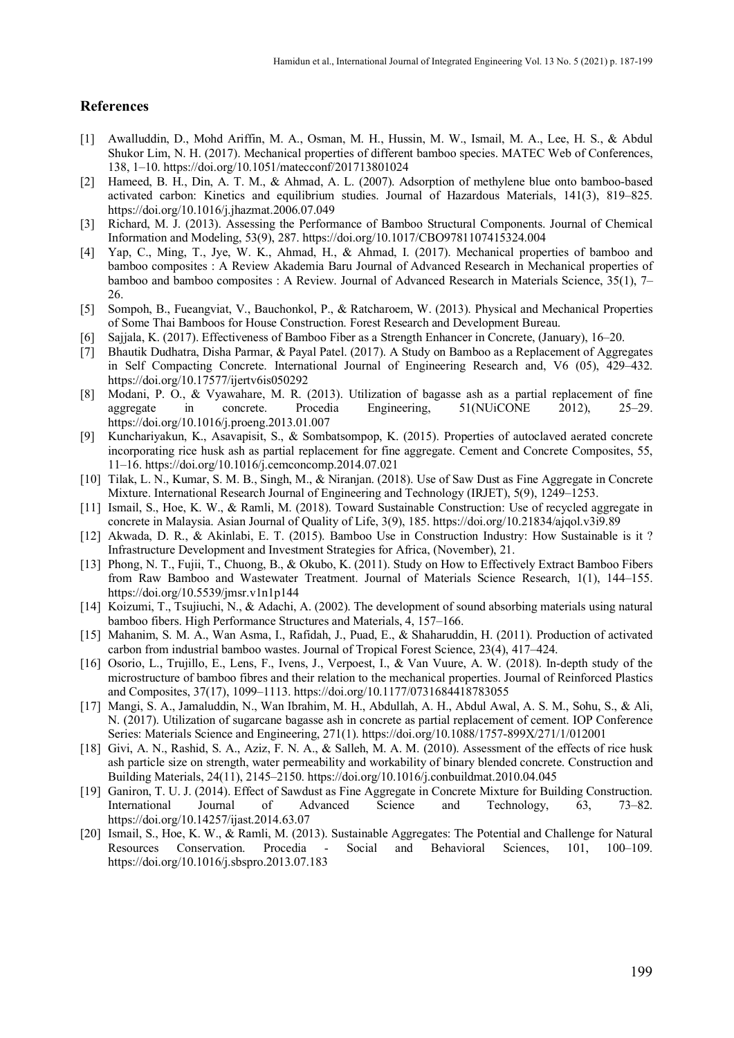## References

[1] Awalluddin, D., Mohd Ariffin, M. A., Osman, M. H., Hussin, M. W., Ismail, M. A., Lee, H. S., & Abdul Shukor Lim, N. H. (2017). Mechanical properties of different bamboo species. MATEC Web of Conferences, 138, 1–10. https://doi.org/10.1051/matecconf/201713801024

[2] Hameed, B. H., Din, A. T. M., & Ahmad, A. L. (2007). Adsorption of methylene blue onto bamboo-based activated carbon: Kinetics and equilibrium studies. Journal of Hazardous Materials, 141(3), 819–825. https://doi.org/10.1016/j.jhazmat.2006.07.049

[3] Richard, M. J. (2013). Assessing the Performance of Bamboo Structural Components. Journal of Chemical Information and Modeling, 53(9), 287. https://doi.org/10.1017/CBO9781107415324.004

[4] Yap, C., Ming, T., Jye, W. K., Ahmad, H., & Ahmad, I. (2017). Mechanical properties of bamboo and bamboo composites : A Review Akademia Baru Journal of Advanced Research in Mechanical properties of bamboo and bamboo composites : A Review. Journal of Advanced Research in Materials Science, 35(1), 7–26.

[5] Sompoh, B., Fueangviat, V., Bauchonkol, P., & Ratcharoem, W. (2013). Physical and Mechanical Properties of Some Thai Bamboos for House Construction. Forest Research and Development Bureau.

[6] Sajjala, K. (2017). Effectiveness of Bamboo Fiber as a Strength Enhancer in Concrete, (January), 16–20.

[7] Bhautik Dudhatra, Disha Parmar, & Payal Patel. (2017). A Study on Bamboo as a Replacement of Aggregates in Self Compacting Concrete. International Journal of Engineering Research and, V6 (05), 429–432. https://doi.org/10.17577/ijertv6is050292

[8] Modani, P. O., & Vyawahare, M. R. (2013). Utilization of bagasse ash as a partial replacement of fine aggregate in concrete. Procedia Engineering, 51(NUiCONE 2012), 25–29. https://doi.org/10.1016/j.proeng.2013.01.007

[9] Kunchariyakun, K., Asavapisit, S., & Sombatsompop, K. (2015). Properties of autoclaved aerated concrete incorporating rice husk ash as partial replacement for fine aggregate. Cement and Concrete Composites, 55, 11–16. https://doi.org/10.1016/j.cemconcomp.2014.07.021

[10] Tilak, L. N., Kumar, S. M. B., Singh, M., & Niranjan. (2018). Use of Saw Dust as Fine Aggregate in Concrete Mixture. International Research Journal of Engineering and Technology (IRJET), 5(9), 1249–1253.

[11] Ismail, S., Hoe, K. W., & Ramli, M. (2018). Toward Sustainable Construction: Use of recycled aggregate in concrete in Malaysia. Asian Journal of Quality of Life, 3(9), 185. https://doi.org/10.21834/ajqol.v3i9.89

[12] Akwada, D. R., & Akinlabi, E. T. (2015). Bamboo Use in Construction Industry: How Sustainable is it ? Infrastructure Development and Investment Strategies for Africa, (November), 21.

[13] Phong, N. T., Fujii, T., Chuong, B., & Okubo, K. (2011). Study on How to Effectively Extract Bamboo Fibers from Raw Bamboo and Wastewater Treatment. Journal of Materials Science Research, 1(1), 144–155. https://doi.org/10.5539/jmsr.v1n1p144

[14] Koizumi, T., Tsujiuchi, N., & Adachi, A. (2002). The development of sound absorbing materials using natural bamboo fibers. High Performance Structures and Materials, 4, 157–166.

[15] Mahanim, S. M. A., Wan Asma, I., Rafidah, J., Puad, E., & Shaharuddin, H. (2011). Production of activated carbon from industrial bamboo wastes. Journal of Tropical Forest Science, 23(4), 417–424.

[16] Osorio, L., Trujillo, E., Lens, F., Ivens, J., Verpoest, I., & Van Vuure, A. W. (2018). In-depth study of the microstructure of bamboo fibres and their relation to the mechanical properties. Journal of Reinforced Plastics and Composites, 37(17), 1099–1113. https://doi.org/10.1177/0731684418783055

[17] Mangi, S. A., Jamaluddin, N., Wan Ibrahim, M. H., Abdullah, A. H., Abdul Awal, A. S. M., Sohu, S., & Ali, N. (2017). Utilization of sugarcane bagasse ash in concrete as partial replacement of cement. IOP Conference Series: Materials Science and Engineering, 271(1). https://doi.org/10.1088/1757-899X/271/1/012001

[18] Givi, A. N., Rashid, S. A., Aziz, F. N. A., & Salleh, M. A. M. (2010). Assessment of the effects of rice husk ash particle size on strength, water permeability and workability of binary blended concrete. Construction and Building Materials, 24(11), 2145–2150. https://doi.org/10.1016/j.conbuildmat.2010.04.045

[19] Ganiron, T. U. J. (2014). Effect of Sawdust as Fine Aggregate in Concrete Mixture for Building Construction. International Journal of Advanced Science and Technology, 63, 73–82. https://doi.org/10.14257/ijast.2014.63.07

[20] Ismail, S., Hoe, K. W., & Ramli, M. (2013). Sustainable Aggregates: The Potential and Challenge for Natural Resources Conservation. Procedia - Social and Behavioral Sciences, 101, 100–109. https://doi.org/10.1016/j.sbspro.2013.07.183